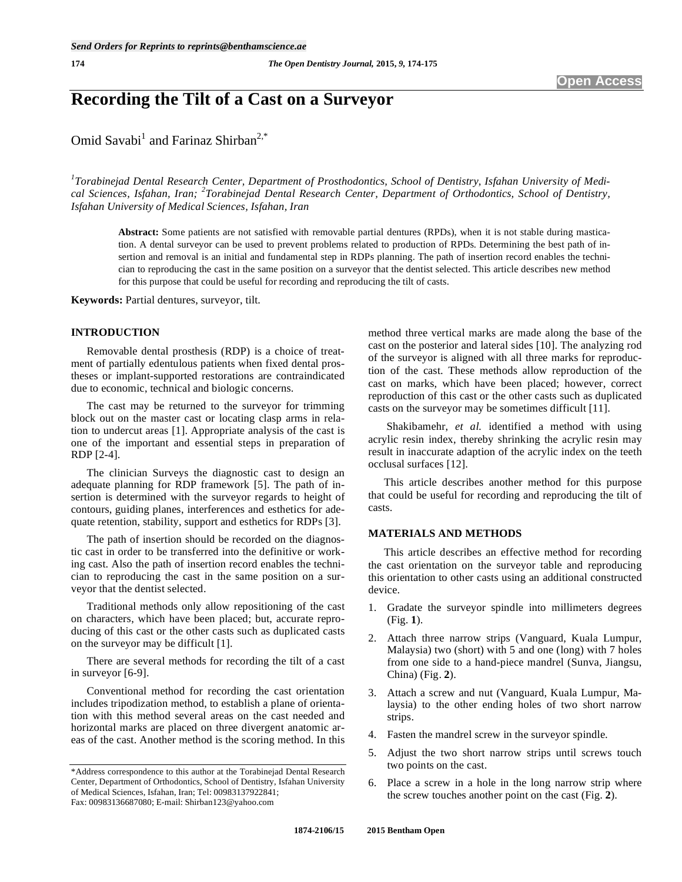# Recording the Tilt of a Cast on a Surveyor

Omid Savabi[1] and Farinaz Shirban[2,*]

*[1]Torabinejad Dental Research Center, Department of Prosthodontics, School of Dentistry, Isfahan University of Medical Sciences, Isfahan, Iran; [2]Torabinejad Dental Research Center, Department of Orthodontics, School of Dentistry, Isfahan University of Medical Sciences, Isfahan, Iran*

**Abstract:** Some patients are not satisfied with removable partial dentures (RPDs), when it is not stable during mastication. A dental surveyor can be used to prevent problems related to production of RPDs. Determining the best path of insertion and removal is an initial and fundamental step in RDPs planning. The path of insertion record enables the technician to reproducing the cast in the same position on a surveyor that the dentist selected. This article describes new method for this purpose that could be useful for recording and reproducing the tilt of casts.

**Keywords:** Partial dentures, surveyor, tilt.

## INTRODUCTION

Removable dental prosthesis (RDP) is a choice of treatment of partially edentulous patients when fixed dental prostheses or implant-supported restorations are contraindicated due to economic, technical and biologic concerns.

The cast may be returned to the surveyor for trimming block out on the master cast or locating clasp arms in relation to undercut areas [1]. Appropriate analysis of the cast is one of the important and essential steps in preparation of RDP [2-4].

The clinician Surveys the diagnostic cast to design an adequate planning for RDP framework [5]. The path of insertion is determined with the surveyor regards to height of contours, guiding planes, interferences and esthetics for adequate retention, stability, support and esthetics for RDPs [3].

The path of insertion should be recorded on the diagnostic cast in order to be transferred into the definitive or working cast. Also the path of insertion record enables the technician to reproducing the cast in the same position on a surveyor that the dentist selected.

Traditional methods only allow repositioning of the cast on characters, which have been placed; but, accurate reproducing of this cast or the other casts such as duplicated casts on the surveyor may be difficult [1].

There are several methods for recording the tilt of a cast in surveyor [6-9].

Conventional method for recording the cast orientation includes tripodization method, to establish a plane of orientation with this method several areas on the cast needed and horizontal marks are placed on three divergent anatomic areas of the cast. Another method is the scoring method. In this method three vertical marks are made along the base of the cast on the posterior and lateral sides [10]. The analyzing rod of the surveyor is aligned with all three marks for reproduction of the cast. These methods allow reproduction of the cast on marks, which have been placed; however, correct reproduction of this cast or the other casts such as duplicated casts on the surveyor may be sometimes difficult [11].

Shakibamehr, *et al.* identified a method with using acrylic resin index, thereby shrinking the acrylic resin may result in inaccurate adaption of the acrylic index on the teeth occlusal surfaces [12].

This article describes another method for this purpose that could be useful for recording and reproducing the tilt of casts.

## MATERIALS AND METHODS

This article describes an effective method for recording the cast orientation on the surveyor table and reproducing this orientation to other casts using an additional constructed device.

1. Gradate the surveyor spindle into millimeters degrees (Fig. **1**).
2. Attach three narrow strips (Vanguard, Kuala Lumpur, Malaysia) two (short) with 5 and one (long) with 7 holes from one side to a hand-piece mandrel (Sunva, Jiangsu, China) (Fig. **2**).
3. Attach a screw and nut (Vanguard, Kuala Lumpur, Malaysia) to the other ending holes of two short narrow strips.
4. Fasten the mandrel screw in the surveyor spindle.
5. Adjust the two short narrow strips until screws touch two points on the cast.
6. Place a screw in a hole in the long narrow strip where the screw touches another point on the cast (Fig. **2**).

*Address correspondence to this author at the Torabinejad Dental Research Center, Department of Orthodontics, School of Dentistry, Isfahan University of Medical Sciences, Isfahan, Iran; Tel: 00983137922841; Fax: 00983136687080; E-mail: Shirban123@yahoo.com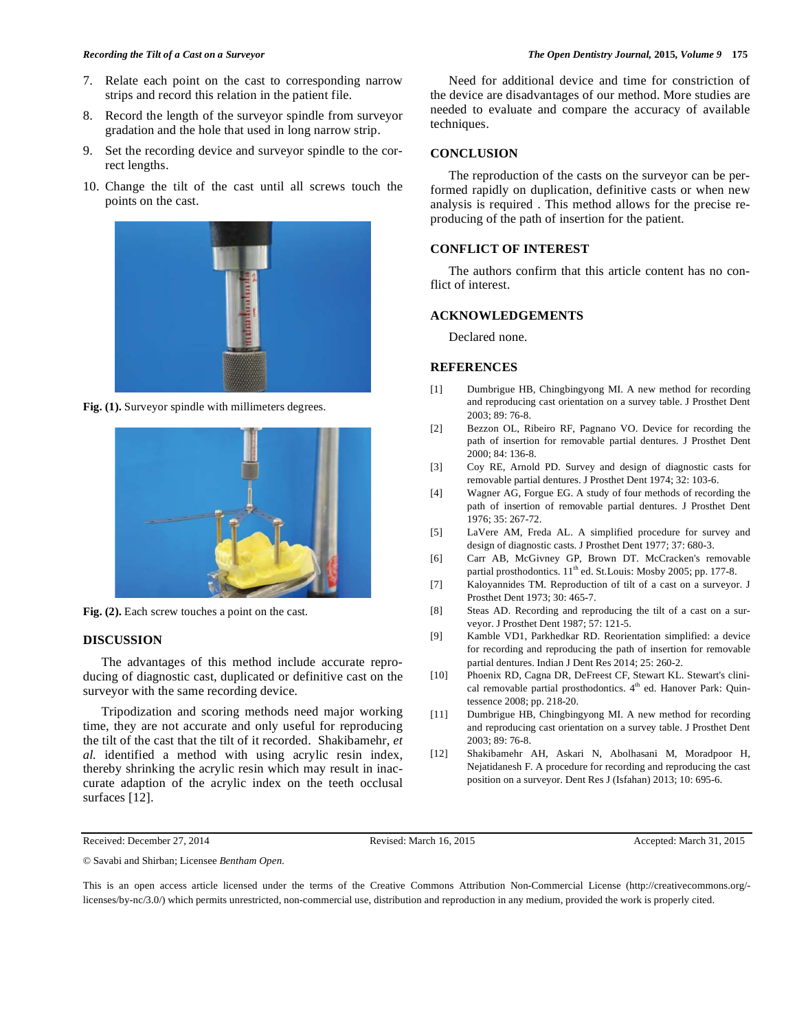7. Relate each point on the cast to corresponding narrow strips and record this relation in the patient file.
8. Record the length of the surveyor spindle from surveyor gradation and the hole that used in long narrow strip.
9. Set the recording device and surveyor spindle to the correct lengths.
10. Change the tilt of the cast until all screws touch the points on the cast.

**Fig. (1).** Surveyor spindle with millimeters degrees.

**Fig. (2).** Each screw touches a point on the cast.

## DISCUSSION

The advantages of this method include accurate reproducing of diagnostic cast, duplicated or definitive cast on the surveyor with the same recording device.

Tripodization and scoring methods need major working time, they are not accurate and only useful for reproducing the tilt of the cast that the tilt of it recorded. Shakibamehr, *et al.* identified a method with using acrylic resin index, thereby shrinking the acrylic resin which may result in inaccurate adaption of the acrylic index on the teeth occlusal surfaces [12].

Need for additional device and time for constriction of the device are disadvantages of our method. More studies are needed to evaluate and compare the accuracy of available techniques.

## CONCLUSION

The reproduction of the casts on the surveyor can be performed rapidly on duplication, definitive casts or when new analysis is required . This method allows for the precise reproducing of the path of insertion for the patient.

## CONFLICT OF INTEREST

The authors confirm that this article content has no conflict of interest.

## ACKNOWLEDGEMENTS

Declared none.

## REFERENCES

[1] Dumbrigue HB, Chingbingyong MI. A new method for recording and reproducing cast orientation on a survey table. J Prosthet Dent 2003; 89: 76-8.

[2] Bezzon OL, Ribeiro RF, Pagnano VO. Device for recording the path of insertion for removable partial dentures. J Prosthet Dent 2000; 84: 136-8.

[3] Coy RE, Arnold PD. Survey and design of diagnostic casts for removable partial dentures. J Prosthet Dent 1974; 32: 103-6.

[4] Wagner AG, Forgue EG. A study of four methods of recording the path of insertion of removable partial dentures. J Prosthet Dent 1976; 35: 267-72.

[5] LaVere AM, Freda AL. A simplified procedure for survey and design of diagnostic casts. J Prosthet Dent 1977; 37: 680-3.

[6] Carr AB, McGivney GP, Brown DT. McCracken's removable partial prosthodontics. 11th ed. St.Louis: Mosby 2005; pp. 177-8.

[7] Kaloyannides TM. Reproduction of tilt of a cast on a surveyor. J Prosthet Dent 1973; 30: 465-7.

[8] Steas AD. Recording and reproducing the tilt of a cast on a surveyor. J Prosthet Dent 1987; 57: 121-5.

[9] Kamble VD1, Parkhedkar RD. Reorientation simplified: a device for recording and reproducing the path of insertion for removable partial dentures. Indian J Dent Res 2014; 25: 260-2.

[10] Phoenix RD, Cagna DR, DeFreest CF, Stewart KL. Stewart's clinical removable partial prosthodontics. 4th ed. Hanover Park: Quintessence 2008; pp. 218-20.

[11] Dumbrigue HB, Chingbingyong MI. A new method for recording and reproducing cast orientation on a survey table. J Prosthet Dent 2003; 89: 76-8.

[12] Shakibamehr AH, Askari N, Abolhasani M, Moradpoor H, Nejatidanesh F. A procedure for recording and reproducing the cast position on a surveyor. Dent Res J (Isfahan) 2013; 10: 695-6.

Received: December 27, 2014 Revised: March 16, 2015 Accepted: March 31, 2015

© Savabi and Shirban; Licensee *Bentham Open.*

This is an open access article licensed under the terms of the Creative Commons Attribution Non-Commercial License (http://creativecommons.org/-licenses/by-nc/3.0/) which permits unrestricted, non-commercial use, distribution and reproduction in any medium, provided the work is properly cited.